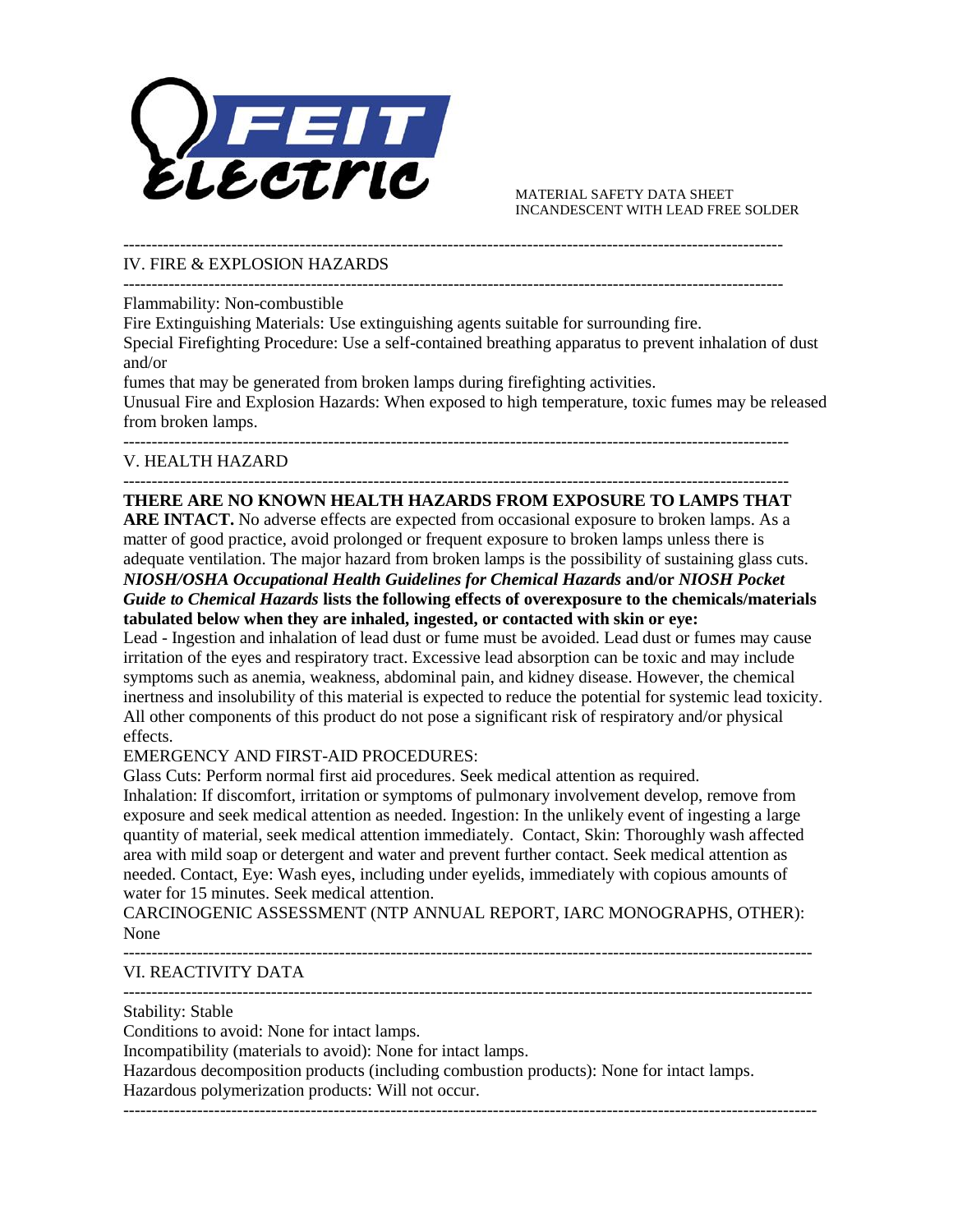MATERIAL SAFETY DATA SHEET
INCANDESCENT WITH LEAD FREE SOLDER

---

## IV. FIRE & EXPLOSION HAZARDS

---

Flammability: Non-combustible

Fire Extinguishing Materials: Use extinguishing agents suitable for surrounding fire.

Special Firefighting Procedure: Use a self-contained breathing apparatus to prevent inhalation of dust and/or
fumes that may be generated from broken lamps during firefighting activities.

Unusual Fire and Explosion Hazards: When exposed to high temperature, toxic fumes may be released from broken lamps.

---

## V. HEALTH HAZARD

---

**THERE ARE NO KNOWN HEALTH HAZARDS FROM EXPOSURE TO LAMPS THAT ARE INTACT.** No adverse effects are expected from occasional exposure to broken lamps. As a matter of good practice, avoid prolonged or frequent exposure to broken lamps unless there is adequate ventilation. The major hazard from broken lamps is the possibility of sustaining glass cuts. ***NIOSH/OSHA Occupational Health Guidelines for Chemical Hazards*** **and/or** ***NIOSH Pocket Guide to Chemical Hazards*** **lists the following effects of overexposure to the chemicals/materials tabulated below when they are inhaled, ingested, or contacted with skin or eye:**

Lead - Ingestion and inhalation of lead dust or fume must be avoided. Lead dust or fumes may cause irritation of the eyes and respiratory tract. Excessive lead absorption can be toxic and may include symptoms such as anemia, weakness, abdominal pain, and kidney disease. However, the chemical inertness and insolubility of this material is expected to reduce the potential for systemic lead toxicity. All other components of this product do not pose a significant risk of respiratory and/or physical effects.

EMERGENCY AND FIRST-AID PROCEDURES:

Glass Cuts: Perform normal first aid procedures. Seek medical attention as required.

Inhalation: If discomfort, irritation or symptoms of pulmonary involvement develop, remove from exposure and seek medical attention as needed. Ingestion: In the unlikely event of ingesting a large quantity of material, seek medical attention immediately. Contact, Skin: Thoroughly wash affected area with mild soap or detergent and water and prevent further contact. Seek medical attention as needed. Contact, Eye: Wash eyes, including under eyelids, immediately with copious amounts of water for 15 minutes. Seek medical attention.

CARCINOGENIC ASSESSMENT (NTP ANNUAL REPORT, IARC MONOGRAPHS, OTHER): None

---

## VI. REACTIVITY DATA

---

Stability: Stable

Conditions to avoid: None for intact lamps.

Incompatibility (materials to avoid): None for intact lamps.

Hazardous decomposition products (including combustion products): None for intact lamps.

Hazardous polymerization products: Will not occur.

---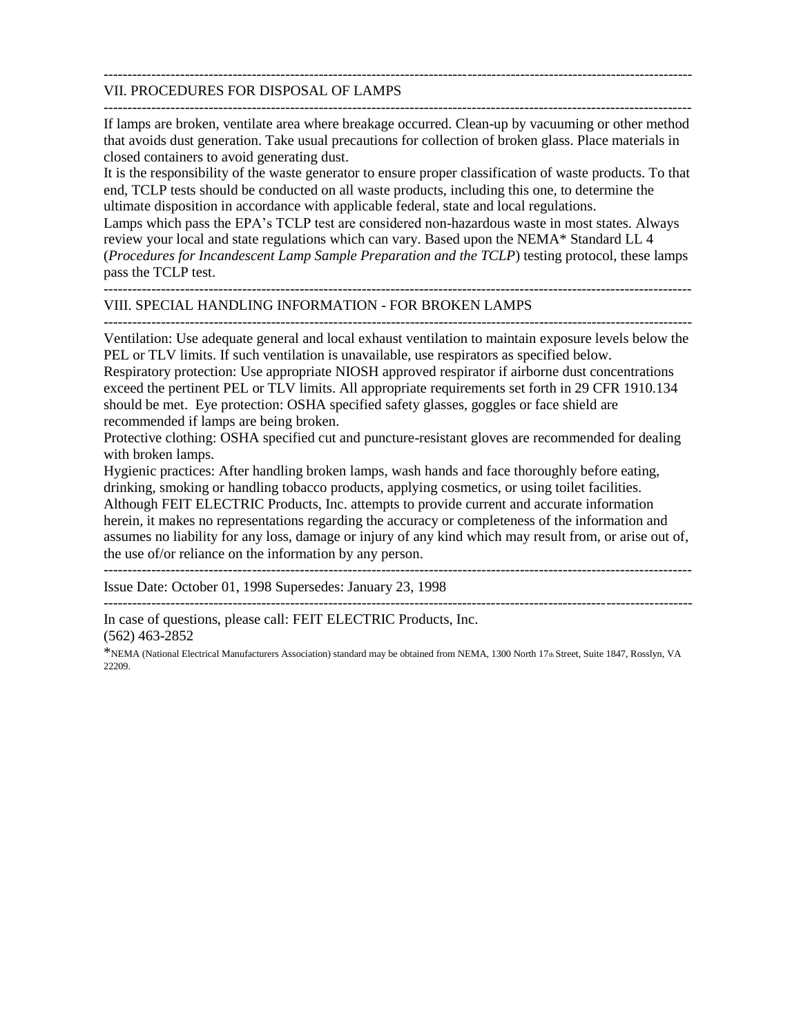---

## VII. PROCEDURES FOR DISPOSAL OF LAMPS

---

If lamps are broken, ventilate area where breakage occurred. Clean-up by vacuuming or other method that avoids dust generation. Take usual precautions for collection of broken glass. Place materials in closed containers to avoid generating dust.

It is the responsibility of the waste generator to ensure proper classification of waste products. To that end, TCLP tests should be conducted on all waste products, including this one, to determine the ultimate disposition in accordance with applicable federal, state and local regulations.

Lamps which pass the EPA's TCLP test are considered non-hazardous waste in most states. Always review your local and state regulations which can vary. Based upon the NEMA* Standard LL 4 (*Procedures for Incandescent Lamp Sample Preparation and the TCLP*) testing protocol, these lamps pass the TCLP test.

---

## VIII. SPECIAL HANDLING INFORMATION - FOR BROKEN LAMPS

---

Ventilation: Use adequate general and local exhaust ventilation to maintain exposure levels below the PEL or TLV limits. If such ventilation is unavailable, use respirators as specified below.

Respiratory protection: Use appropriate NIOSH approved respirator if airborne dust concentrations exceed the pertinent PEL or TLV limits. All appropriate requirements set forth in 29 CFR 1910.134 should be met. Eye protection: OSHA specified safety glasses, goggles or face shield are recommended if lamps are being broken.

Protective clothing: OSHA specified cut and puncture-resistant gloves are recommended for dealing with broken lamps.

Hygienic practices: After handling broken lamps, wash hands and face thoroughly before eating, drinking, smoking or handling tobacco products, applying cosmetics, or using toilet facilities.

Although FEIT ELECTRIC Products, Inc. attempts to provide current and accurate information herein, it makes no representations regarding the accuracy or completeness of the information and assumes no liability for any loss, damage or injury of any kind which may result from, or arise out of, the use of/or reliance on the information by any person.

---

Issue Date: October 01, 1998 Supersedes: January 23, 1998

---

In case of questions, please call: FEIT ELECTRIC Products, Inc.
(562) 463-2852

*NEMA (National Electrical Manufacturers Association) standard may be obtained from NEMA, 1300 North 17th Street, Suite 1847, Rosslyn, VA 22209.